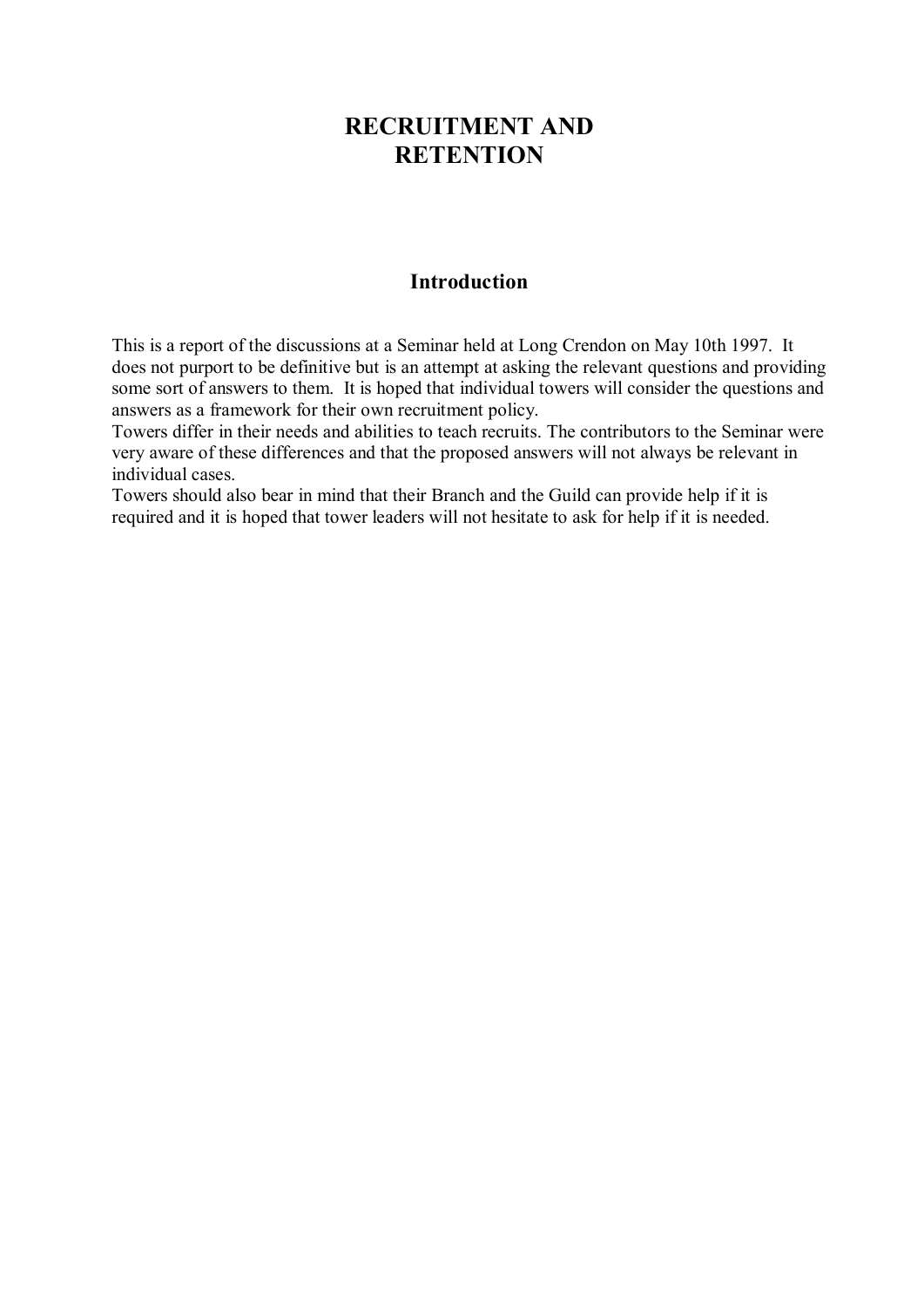# RECRUITMENT AND RETENTION

## Introduction

This is a report of the discussions at a Seminar held at Long Crendon on May 10th 1997. It does not purport to be definitive but is an attempt at asking the relevant questions and providing some sort of answers to them. It is hoped that individual towers will consider the questions and answers as a framework for their own recruitment policy.

Towers differ in their needs and abilities to teach recruits. The contributors to the Seminar were very aware of these differences and that the proposed answers will not always be relevant in individual cases.

Towers should also bear in mind that their Branch and the Guild can provide help if it is required and it is hoped that tower leaders will not hesitate to ask for help if it is needed.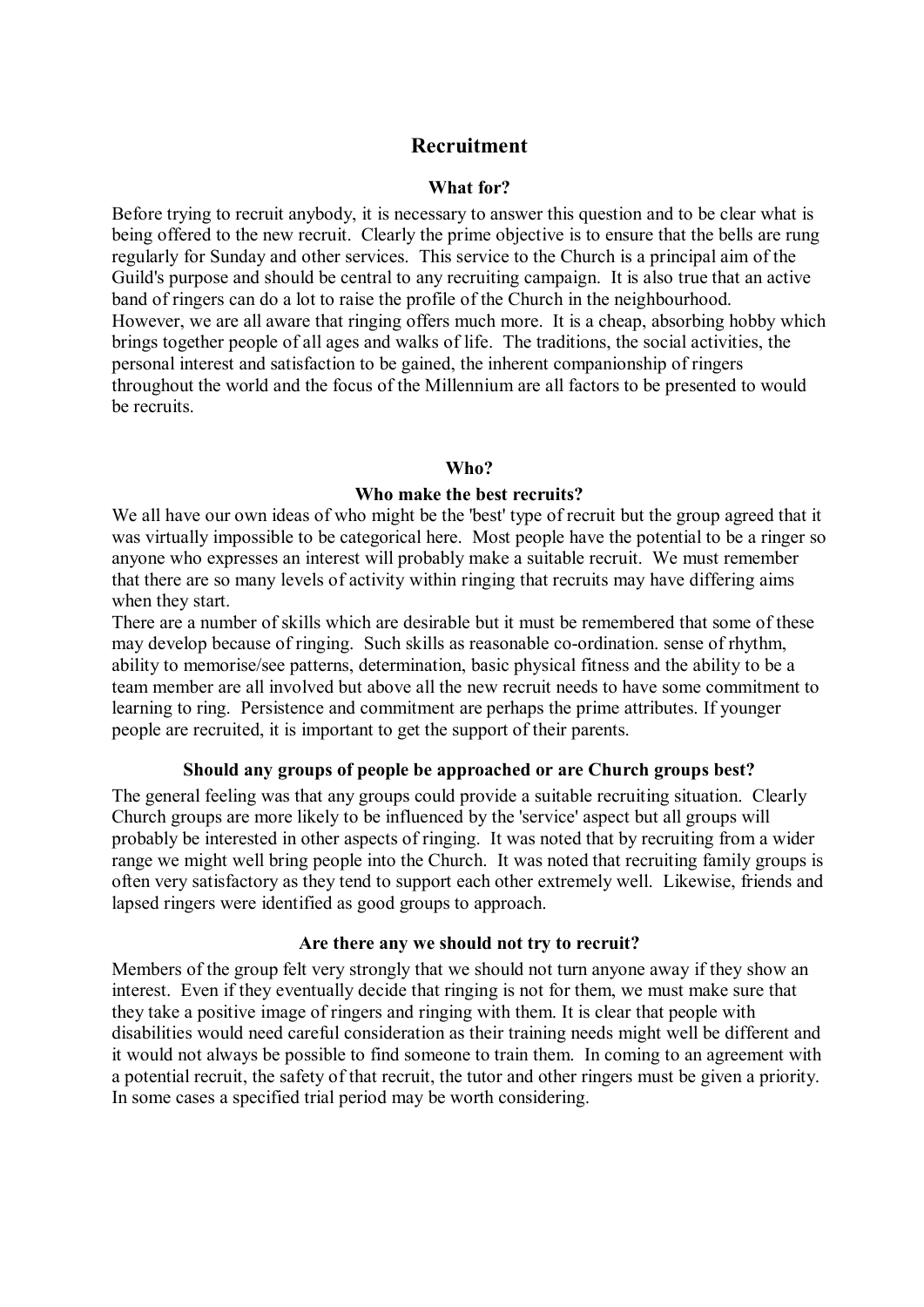## Recruitment

### What for?

Before trying to recruit anybody, it is necessary to answer this question and to be clear what is being offered to the new recruit. Clearly the prime objective is to ensure that the bells are rung regularly for Sunday and other services. This service to the Church is a principal aim of the Guild's purpose and should be central to any recruiting campaign. It is also true that an active band of ringers can do a lot to raise the profile of the Church in the neighbourhood.
However, we are all aware that ringing offers much more. It is a cheap, absorbing hobby which brings together people of all ages and walks of life. The traditions, the social activities, the personal interest and satisfaction to be gained, the inherent companionship of ringers throughout the world and the focus of the Millennium are all factors to be presented to would be recruits.

### Who?

#### Who make the best recruits?

We all have our own ideas of who might be the 'best' type of recruit but the group agreed that it was virtually impossible to be categorical here. Most people have the potential to be a ringer so anyone who expresses an interest will probably make a suitable recruit. We must remember that there are so many levels of activity within ringing that recruits may have differing aims when they start.
There are a number of skills which are desirable but it must be remembered that some of these may develop because of ringing. Such skills as reasonable co-ordination. sense of rhythm, ability to memorise/see patterns, determination, basic physical fitness and the ability to be a team member are all involved but above all the new recruit needs to have some commitment to learning to ring. Persistence and commitment are perhaps the prime attributes. If younger people are recruited, it is important to get the support of their parents.

#### Should any groups of people be approached or are Church groups best?

The general feeling was that any groups could provide a suitable recruiting situation. Clearly Church groups are more likely to be influenced by the 'service' aspect but all groups will probably be interested in other aspects of ringing. It was noted that by recruiting from a wider range we might well bring people into the Church. It was noted that recruiting family groups is often very satisfactory as they tend to support each other extremely well. Likewise, friends and lapsed ringers were identified as good groups to approach.

#### Are there any we should not try to recruit?

Members of the group felt very strongly that we should not turn anyone away if they show an interest. Even if they eventually decide that ringing is not for them, we must make sure that they take a positive image of ringers and ringing with them. It is clear that people with disabilities would need careful consideration as their training needs might well be different and it would not always be possible to find someone to train them. In coming to an agreement with a potential recruit, the safety of that recruit, the tutor and other ringers must be given a priority. In some cases a specified trial period may be worth considering.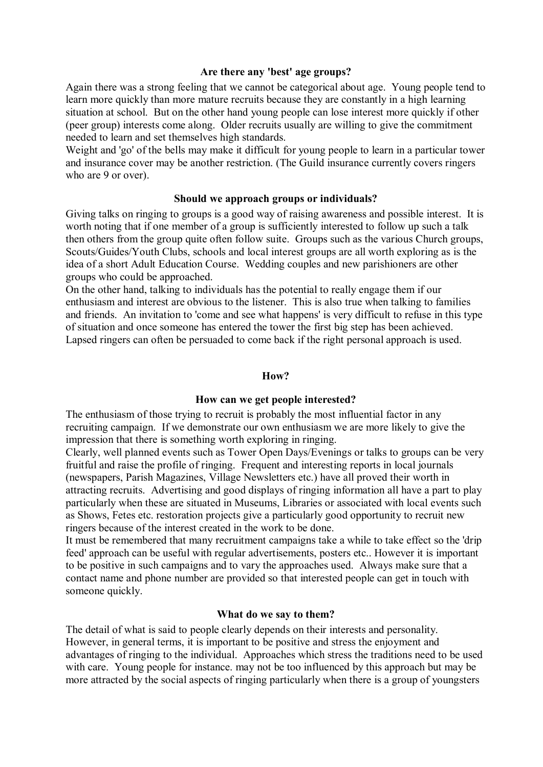### Are there any 'best' age groups?

Again there was a strong feeling that we cannot be categorical about age. Young people tend to learn more quickly than more mature recruits because they are constantly in a high learning situation at school. But on the other hand young people can lose interest more quickly if other (peer group) interests come along. Older recruits usually are willing to give the commitment needed to learn and set themselves high standards.

Weight and 'go' of the bells may make it difficult for young people to learn in a particular tower and insurance cover may be another restriction. (The Guild insurance currently covers ringers who are 9 or over).

### Should we approach groups or individuals?

Giving talks on ringing to groups is a good way of raising awareness and possible interest. It is worth noting that if one member of a group is sufficiently interested to follow up such a talk then others from the group quite often follow suite. Groups such as the various Church groups, Scouts/Guides/Youth Clubs, schools and local interest groups are all worth exploring as is the idea of a short Adult Education Course. Wedding couples and new parishioners are other groups who could be approached.

On the other hand, talking to individuals has the potential to really engage them if our enthusiasm and interest are obvious to the listener. This is also true when talking to families and friends. An invitation to 'come and see what happens' is very difficult to refuse in this type of situation and once someone has entered the tower the first big step has been achieved. Lapsed ringers can often be persuaded to come back if the right personal approach is used.

## How?

### How can we get people interested?

The enthusiasm of those trying to recruit is probably the most influential factor in any recruiting campaign. If we demonstrate our own enthusiasm we are more likely to give the impression that there is something worth exploring in ringing.

Clearly, well planned events such as Tower Open Days/Evenings or talks to groups can be very fruitful and raise the profile of ringing. Frequent and interesting reports in local journals (newspapers, Parish Magazines, Village Newsletters etc.) have all proved their worth in attracting recruits. Advertising and good displays of ringing information all have a part to play particularly when these are situated in Museums, Libraries or associated with local events such as Shows, Fetes etc. restoration projects give a particularly good opportunity to recruit new ringers because of the interest created in the work to be done.

It must be remembered that many recruitment campaigns take a while to take effect so the 'drip feed' approach can be useful with regular advertisements, posters etc.. However it is important to be positive in such campaigns and to vary the approaches used. Always make sure that a contact name and phone number are provided so that interested people can get in touch with someone quickly.

### What do we say to them?

The detail of what is said to people clearly depends on their interests and personality. However, in general terms, it is important to be positive and stress the enjoyment and advantages of ringing to the individual. Approaches which stress the traditions need to be used with care. Young people for instance. may not be too influenced by this approach but may be more attracted by the social aspects of ringing particularly when there is a group of youngsters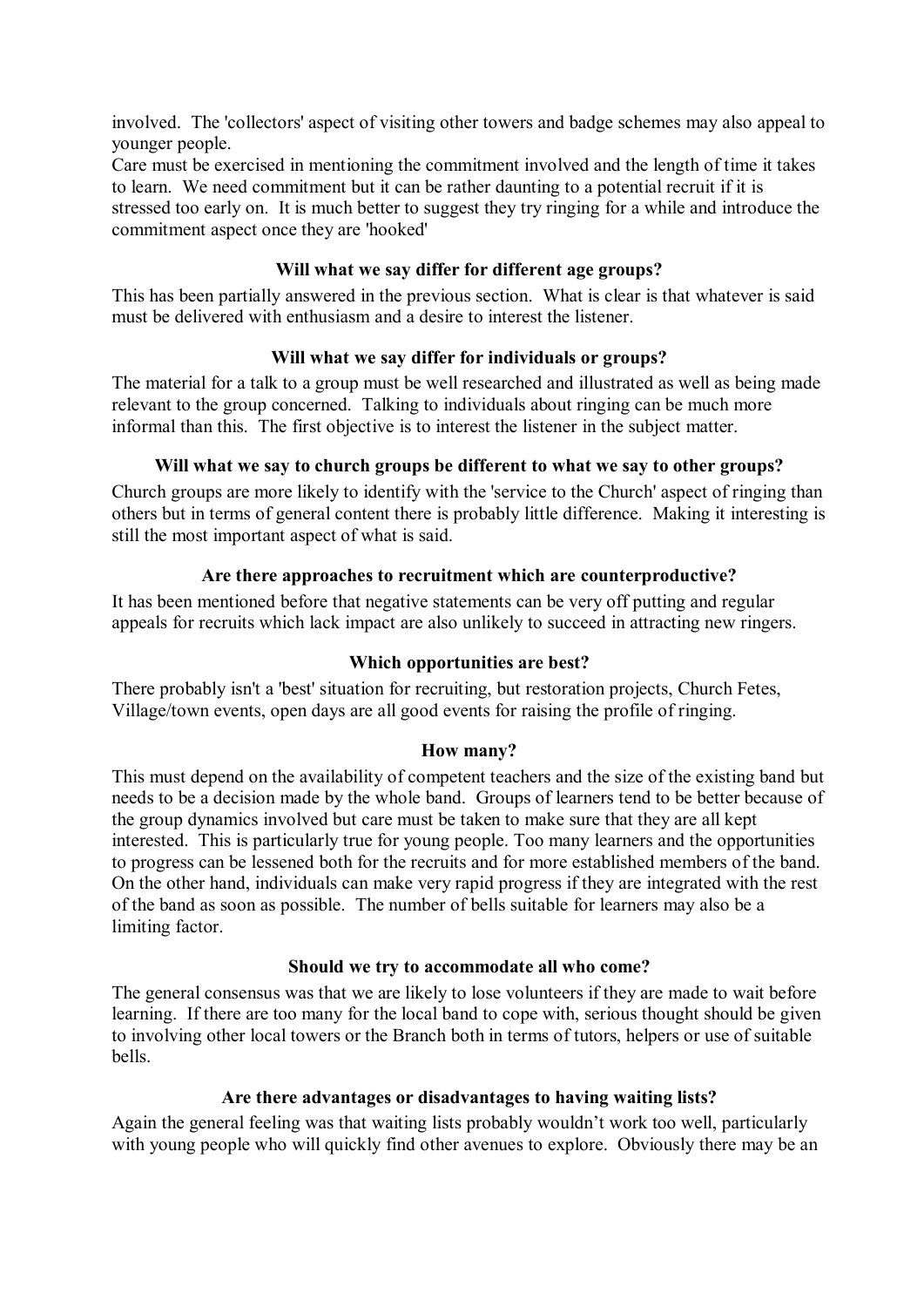involved. The 'collectors' aspect of visiting other towers and badge schemes may also appeal to younger people.
Care must be exercised in mentioning the commitment involved and the length of time it takes to learn. We need commitment but it can be rather daunting to a potential recruit if it is stressed too early on. It is much better to suggest they try ringing for a while and introduce the commitment aspect once they are 'hooked'

### Will what we say differ for different age groups?

This has been partially answered in the previous section. What is clear is that whatever is said must be delivered with enthusiasm and a desire to interest the listener.

### Will what we say differ for individuals or groups?

The material for a talk to a group must be well researched and illustrated as well as being made relevant to the group concerned. Talking to individuals about ringing can be much more informal than this. The first objective is to interest the listener in the subject matter.

### Will what we say to church groups be different to what we say to other groups?

Church groups are more likely to identify with the 'service to the Church' aspect of ringing than others but in terms of general content there is probably little difference. Making it interesting is still the most important aspect of what is said.

### Are there approaches to recruitment which are counterproductive?

It has been mentioned before that negative statements can be very off putting and regular appeals for recruits which lack impact are also unlikely to succeed in attracting new ringers.

### Which opportunities are best?

There probably isn't a 'best' situation for recruiting, but restoration projects, Church Fetes, Village/town events, open days are all good events for raising the profile of ringing.

### How many?

This must depend on the availability of competent teachers and the size of the existing band but needs to be a decision made by the whole band. Groups of learners tend to be better because of the group dynamics involved but care must be taken to make sure that they are all kept interested. This is particularly true for young people. Too many learners and the opportunities to progress can be lessened both for the recruits and for more established members of the band. On the other hand, individuals can make very rapid progress if they are integrated with the rest of the band as soon as possible. The number of bells suitable for learners may also be a limiting factor.

### Should we try to accommodate all who come?

The general consensus was that we are likely to lose volunteers if they are made to wait before learning. If there are too many for the local band to cope with, serious thought should be given to involving other local towers or the Branch both in terms of tutors, helpers or use of suitable bells.

### Are there advantages or disadvantages to having waiting lists?

Again the general feeling was that waiting lists probably wouldn't work too well, particularly with young people who will quickly find other avenues to explore. Obviously there may be an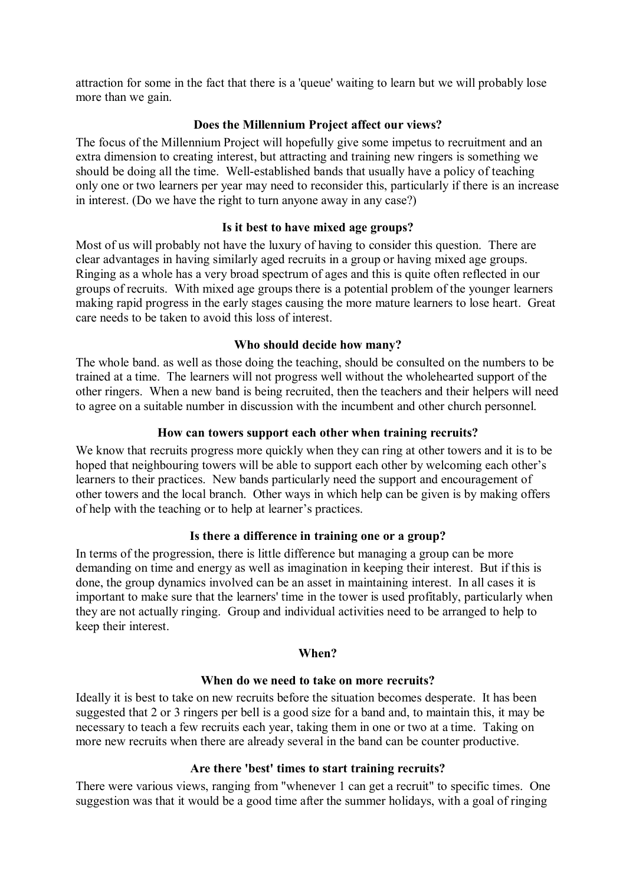attraction for some in the fact that there is a 'queue' waiting to learn but we will probably lose more than we gain.

### Does the Millennium Project affect our views?

The focus of the Millennium Project will hopefully give some impetus to recruitment and an extra dimension to creating interest, but attracting and training new ringers is something we should be doing all the time. Well-established bands that usually have a policy of teaching only one or two learners per year may need to reconsider this, particularly if there is an increase in interest. (Do we have the right to turn anyone away in any case?)

### Is it best to have mixed age groups?

Most of us will probably not have the luxury of having to consider this question. There are clear advantages in having similarly aged recruits in a group or having mixed age groups. Ringing as a whole has a very broad spectrum of ages and this is quite often reflected in our groups of recruits. With mixed age groups there is a potential problem of the younger learners making rapid progress in the early stages causing the more mature learners to lose heart. Great care needs to be taken to avoid this loss of interest.

### Who should decide how many?

The whole band. as well as those doing the teaching, should be consulted on the numbers to be trained at a time. The learners will not progress well without the wholehearted support of the other ringers. When a new band is being recruited, then the teachers and their helpers will need to agree on a suitable number in discussion with the incumbent and other church personnel.

### How can towers support each other when training recruits?

We know that recruits progress more quickly when they can ring at other towers and it is to be hoped that neighbouring towers will be able to support each other by welcoming each other's learners to their practices. New bands particularly need the support and encouragement of other towers and the local branch. Other ways in which help can be given is by making offers of help with the teaching or to help at learner's practices.

### Is there a difference in training one or a group?

In terms of the progression, there is little difference but managing a group can be more demanding on time and energy as well as imagination in keeping their interest. But if this is done, the group dynamics involved can be an asset in maintaining interest. In all cases it is important to make sure that the learners' time in the tower is used profitably, particularly when they are not actually ringing. Group and individual activities need to be arranged to help to keep their interest.

## When?

### When do we need to take on more recruits?

Ideally it is best to take on new recruits before the situation becomes desperate. It has been suggested that 2 or 3 ringers per bell is a good size for a band and, to maintain this, it may be necessary to teach a few recruits each year, taking them in one or two at a time. Taking on more new recruits when there are already several in the band can be counter productive.

### Are there 'best' times to start training recruits?

There were various views, ranging from "whenever 1 can get a recruit" to specific times. One suggestion was that it would be a good time after the summer holidays, with a goal of ringing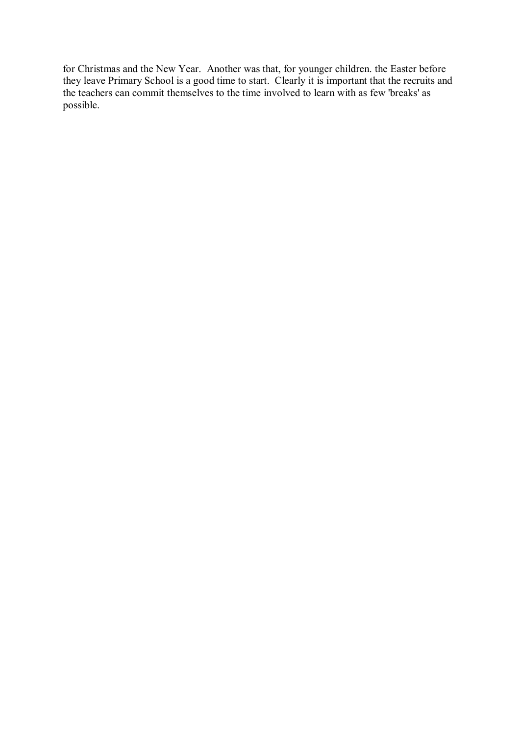for Christmas and the New Year. Another was that, for younger children. the Easter before they leave Primary School is a good time to start. Clearly it is important that the recruits and the teachers can commit themselves to the time involved to learn with as few 'breaks' as possible.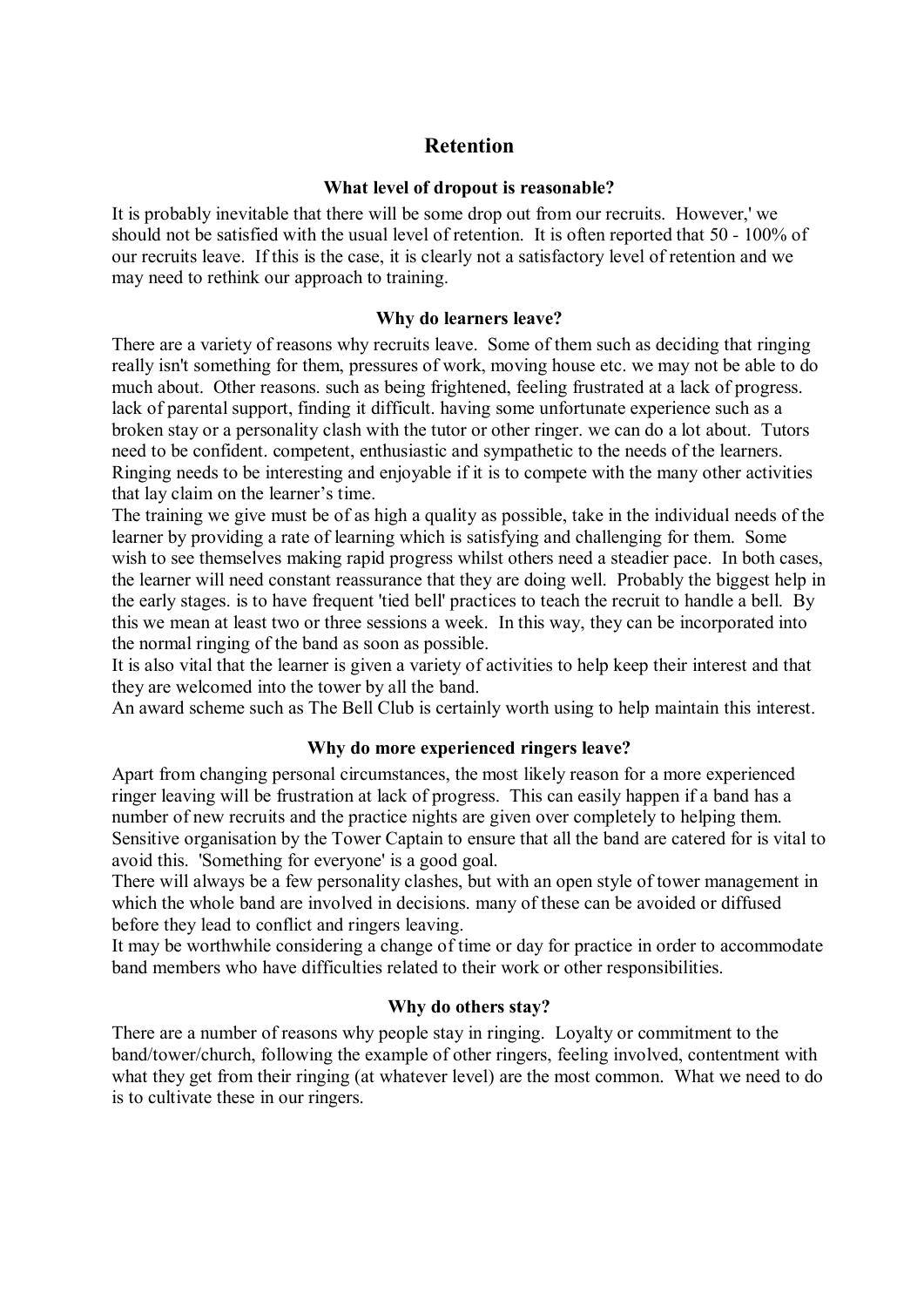## Retention

### What level of dropout is reasonable?

It is probably inevitable that there will be some drop out from our recruits. However,' we should not be satisfied with the usual level of retention. It is often reported that 50 - 100% of our recruits leave. If this is the case, it is clearly not a satisfactory level of retention and we may need to rethink our approach to training.

### Why do learners leave?

There are a variety of reasons why recruits leave. Some of them such as deciding that ringing really isn't something for them, pressures of work, moving house etc. we may not be able to do much about. Other reasons. such as being frightened, feeling frustrated at a lack of progress. lack of parental support, finding it difficult. having some unfortunate experience such as a broken stay or a personality clash with the tutor or other ringer. we can do a lot about. Tutors need to be confident. competent, enthusiastic and sympathetic to the needs of the learners. Ringing needs to be interesting and enjoyable if it is to compete with the many other activities that lay claim on the learner's time.

The training we give must be of as high a quality as possible, take in the individual needs of the learner by providing a rate of learning which is satisfying and challenging for them. Some wish to see themselves making rapid progress whilst others need a steadier pace. In both cases, the learner will need constant reassurance that they are doing well. Probably the biggest help in the early stages. is to have frequent 'tied bell' practices to teach the recruit to handle a bell. By this we mean at least two or three sessions a week. In this way, they can be incorporated into the normal ringing of the band as soon as possible.

It is also vital that the learner is given a variety of activities to help keep their interest and that they are welcomed into the tower by all the band.

An award scheme such as The Bell Club is certainly worth using to help maintain this interest.

### Why do more experienced ringers leave?

Apart from changing personal circumstances, the most likely reason for a more experienced ringer leaving will be frustration at lack of progress. This can easily happen if a band has a number of new recruits and the practice nights are given over completely to helping them. Sensitive organisation by the Tower Captain to ensure that all the band are catered for is vital to avoid this. 'Something for everyone' is a good goal.

There will always be a few personality clashes, but with an open style of tower management in which the whole band are involved in decisions. many of these can be avoided or diffused before they lead to conflict and ringers leaving.

It may be worthwhile considering a change of time or day for practice in order to accommodate band members who have difficulties related to their work or other responsibilities.

### Why do others stay?

There are a number of reasons why people stay in ringing. Loyalty or commitment to the band/tower/church, following the example of other ringers, feeling involved, contentment with what they get from their ringing (at whatever level) are the most common. What we need to do is to cultivate these in our ringers.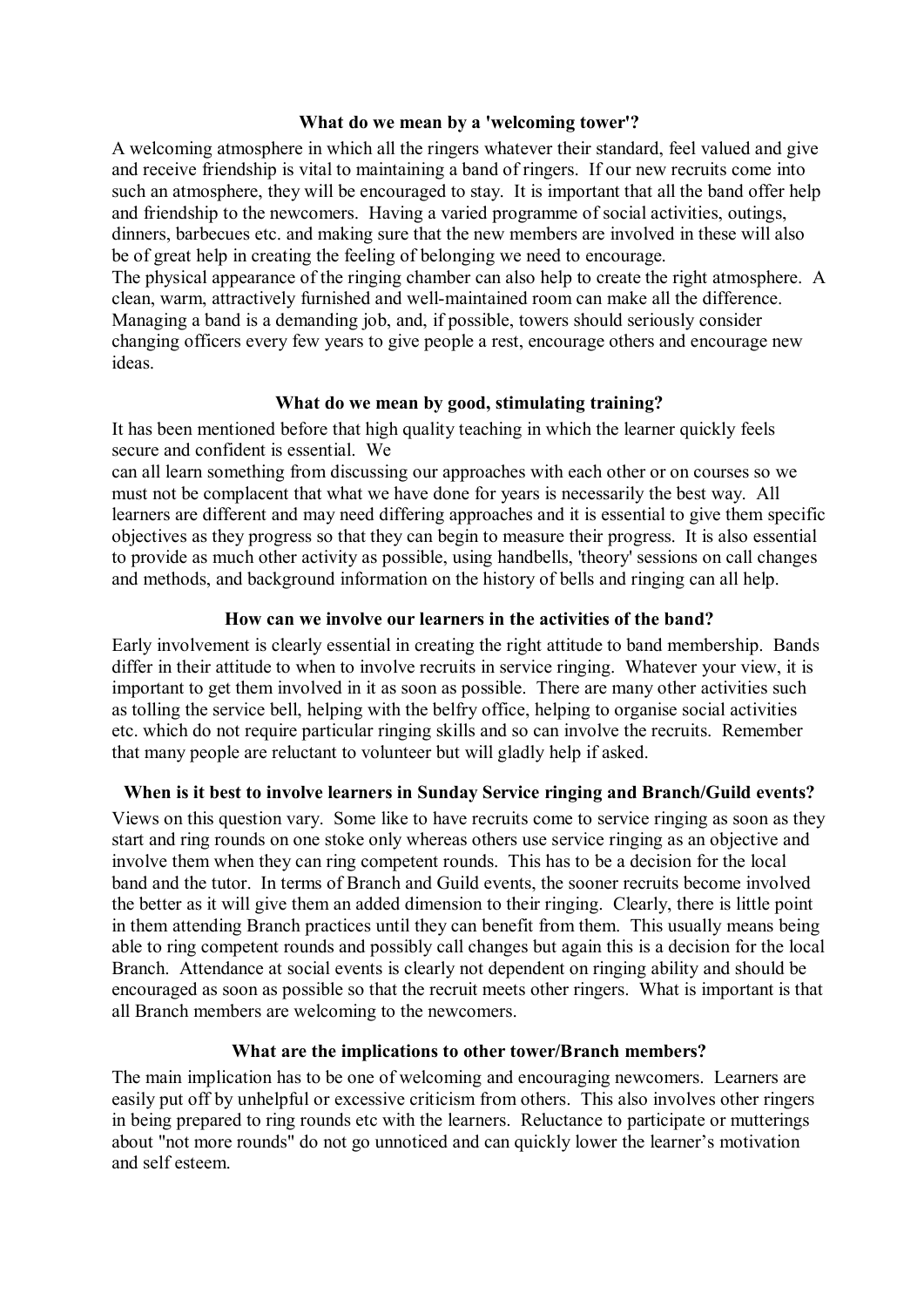### What do we mean by a 'welcoming tower'?

A welcoming atmosphere in which all the ringers whatever their standard, feel valued and give and receive friendship is vital to maintaining a band of ringers. If our new recruits come into such an atmosphere, they will be encouraged to stay. It is important that all the band offer help and friendship to the newcomers. Having a varied programme of social activities, outings, dinners, barbecues etc. and making sure that the new members are involved in these will also be of great help in creating the feeling of belonging we need to encourage.

The physical appearance of the ringing chamber can also help to create the right atmosphere. A clean, warm, attractively furnished and well-maintained room can make all the difference. Managing a band is a demanding job, and, if possible, towers should seriously consider changing officers every few years to give people a rest, encourage others and encourage new ideas.

### What do we mean by good, stimulating training?

It has been mentioned before that high quality teaching in which the learner quickly feels secure and confident is essential. We can all learn something from discussing our approaches with each other or on courses so we must not be complacent that what we have done for years is necessarily the best way. All learners are different and may need differing approaches and it is essential to give them specific objectives as they progress so that they can begin to measure their progress. It is also essential to provide as much other activity as possible, using handbells, 'theory' sessions on call changes and methods, and background information on the history of bells and ringing can all help.

### How can we involve our learners in the activities of the band?

Early involvement is clearly essential in creating the right attitude to band membership. Bands differ in their attitude to when to involve recruits in service ringing. Whatever your view, it is important to get them involved in it as soon as possible. There are many other activities such as tolling the service bell, helping with the belfry office, helping to organise social activities etc. which do not require particular ringing skills and so can involve the recruits. Remember that many people are reluctant to volunteer but will gladly help if asked.

### When is it best to involve learners in Sunday Service ringing and Branch/Guild events?

Views on this question vary. Some like to have recruits come to service ringing as soon as they start and ring rounds on one stoke only whereas others use service ringing as an objective and involve them when they can ring competent rounds. This has to be a decision for the local band and the tutor. In terms of Branch and Guild events, the sooner recruits become involved the better as it will give them an added dimension to their ringing. Clearly, there is little point in them attending Branch practices until they can benefit from them. This usually means being able to ring competent rounds and possibly call changes but again this is a decision for the local Branch. Attendance at social events is clearly not dependent on ringing ability and should be encouraged as soon as possible so that the recruit meets other ringers. What is important is that all Branch members are welcoming to the newcomers.

### What are the implications to other tower/Branch members?

The main implication has to be one of welcoming and encouraging newcomers. Learners are easily put off by unhelpful or excessive criticism from others. This also involves other ringers in being prepared to ring rounds etc with the learners. Reluctance to participate or mutterings about "not more rounds" do not go unnoticed and can quickly lower the learner's motivation and self esteem.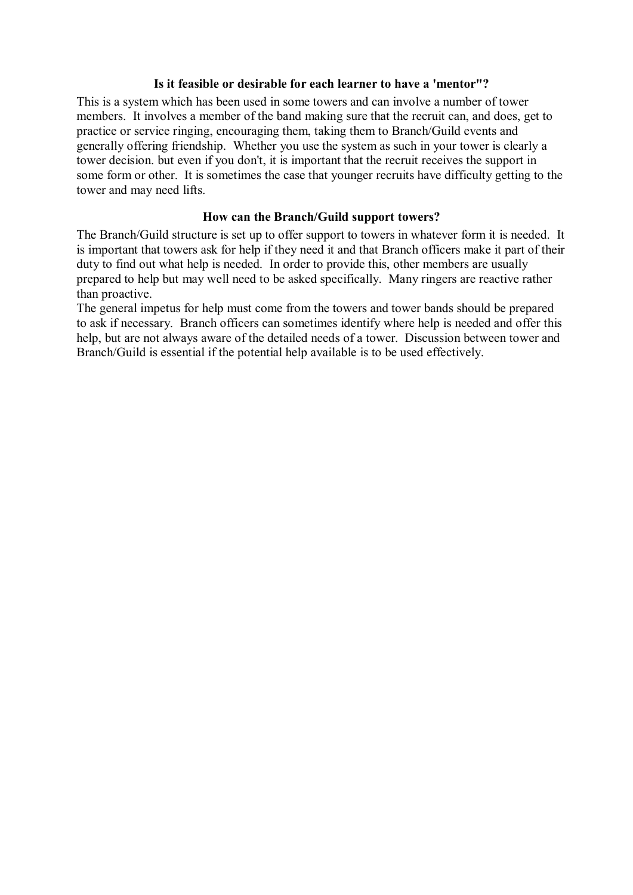**Is it feasible or desirable for each learner to have a 'mentor"?**

This is a system which has been used in some towers and can involve a number of tower members. It involves a member of the band making sure that the recruit can, and does, get to practice or service ringing, encouraging them, taking them to Branch/Guild events and generally offering friendship. Whether you use the system as such in your tower is clearly a tower decision. but even if you don't, it is important that the recruit receives the support in some form or other. It is sometimes the case that younger recruits have difficulty getting to the tower and may need lifts.

**How can the Branch/Guild support towers?**

The Branch/Guild structure is set up to offer support to towers in whatever form it is needed. It is important that towers ask for help if they need it and that Branch officers make it part of their duty to find out what help is needed. In order to provide this, other members are usually prepared to help but may well need to be asked specifically. Many ringers are reactive rather than proactive.

The general impetus for help must come from the towers and tower bands should be prepared to ask if necessary. Branch officers can sometimes identify where help is needed and offer this help, but are not always aware of the detailed needs of a tower. Discussion between tower and Branch/Guild is essential if the potential help available is to be used effectively.